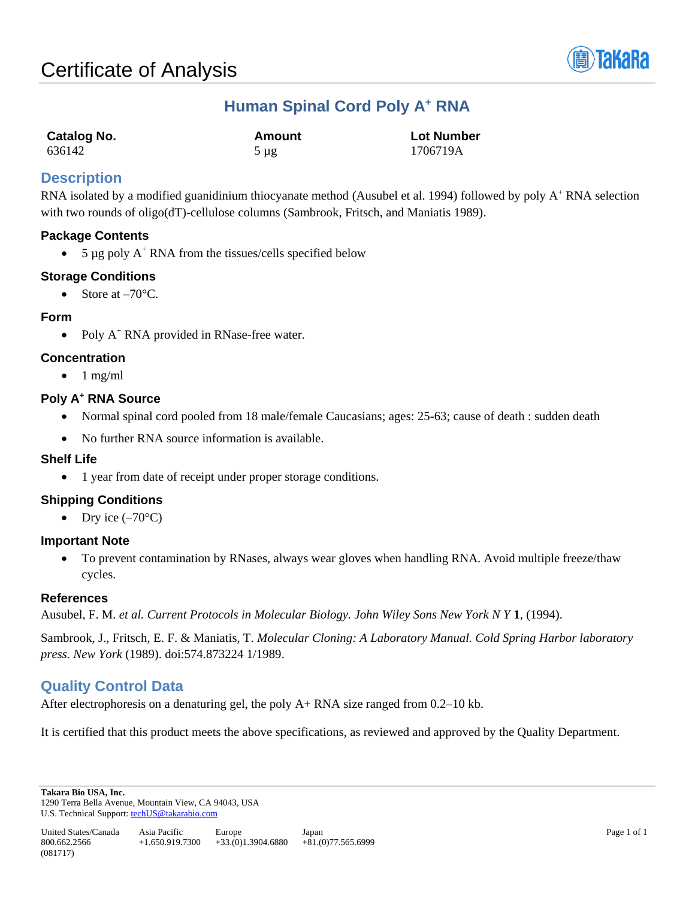# Certificate of Analysis

## Human Spinal Cord Poly A+ RNA

| Catalog No. | Amount | Lot Number |
| --- | --- | --- |
| 636142 | 5 µg | 1706719A |

## Description

RNA isolated by a modified guanidinium thiocyanate method (Ausubel et al. 1994) followed by poly A+ RNA selection with two rounds of oligo(dT)-cellulose columns (Sambrook, Fritsch, and Maniatis 1989).

### Package Contents

- 5 µg poly A+ RNA from the tissues/cells specified below

### Storage Conditions

- Store at –70°C.

### Form

- Poly A+ RNA provided in RNase-free water.

### Concentration

- 1 mg/ml

### Poly A+ RNA Source

- Normal spinal cord pooled from 18 male/female Caucasians; ages: 25-63; cause of death : sudden death
- No further RNA source information is available.

### Shelf Life

- 1 year from date of receipt under proper storage conditions.

### Shipping Conditions

- Dry ice (–70°C)

### Important Note

- To prevent contamination by RNases, always wear gloves when handling RNA. Avoid multiple freeze/thaw cycles.

### References

Ausubel, F. M. *et al. Current Protocols in Molecular Biology. John Wiley Sons New York N Y* **1**, (1994).

Sambrook, J., Fritsch, E. F. & Maniatis, T. *Molecular Cloning: A Laboratory Manual. Cold Spring Harbor laboratory press. New York* (1989). doi:574.873224 1/1989.

## Quality Control Data

After electrophoresis on a denaturing gel, the poly A+ RNA size ranged from 0.2–10 kb.

It is certified that this product meets the above specifications, as reviewed and approved by the Quality Department.

**Takara Bio USA, Inc.**
1290 Terra Bella Avenue, Mountain View, CA 94043, USA
U.S. Technical Support: techUS@takarabio.com

| United States/Canada | Asia Pacific | Europe | Japan |
| --- | --- | --- | --- |
| 800.662.2566 | +1.650.919.7300 | +33.(0)1.3904.6880 | +81.(0)77.565.6999 |

(081717)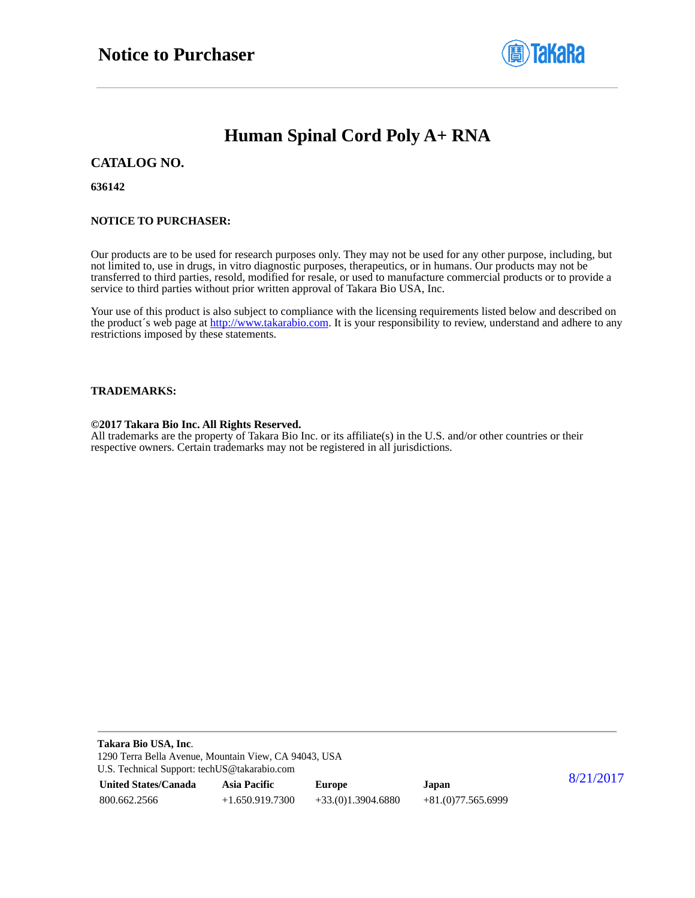# Notice to Purchaser

## Human Spinal Cord Poly A+ RNA

### CATALOG NO.

**636142**

**NOTICE TO PURCHASER:**

Our products are to be used for research purposes only. They may not be used for any other purpose, including, but not limited to, use in drugs, in vitro diagnostic purposes, therapeutics, or in humans. Our products may not be transferred to third parties, resold, modified for resale, or used to manufacture commercial products or to provide a service to third parties without prior written approval of Takara Bio USA, Inc.

Your use of this product is also subject to compliance with the licensing requirements listed below and described on the product´s web page at http://www.takarabio.com. It is your responsibility to review, understand and adhere to any restrictions imposed by these statements.

**TRADEMARKS:**

**©2017 Takara Bio Inc. All Rights Reserved.**
All trademarks are the property of Takara Bio Inc. or its affiliate(s) in the U.S. and/or other countries or their respective owners. Certain trademarks may not be registered in all jurisdictions.

**Takara Bio USA, Inc**.
1290 Terra Bella Avenue, Mountain View, CA 94043, USA
U.S. Technical Support: techUS@takarabio.com

| United States/Canada | Asia Pacific | Europe | Japan |
|---|---|---|---|
| 800.662.2566 | +1.650.919.7300 | +33.(0)1.3904.6880 | +81.(0)77.565.6999 |

8/21/2017